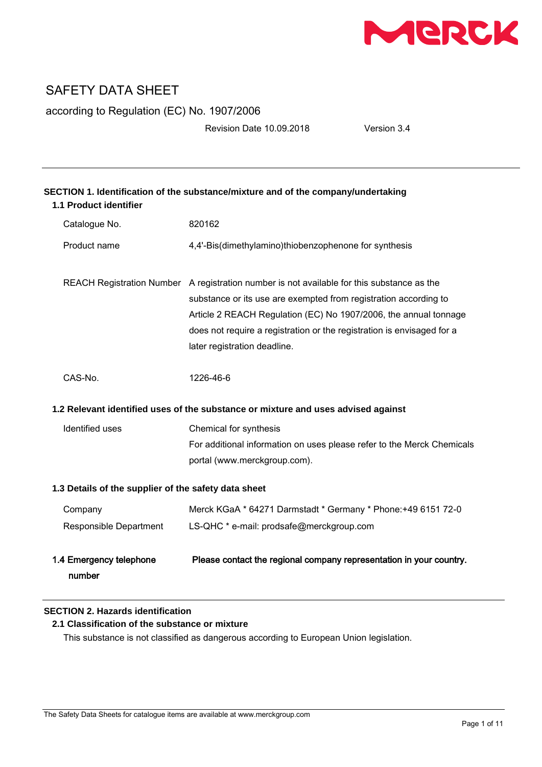# SAFETY DATA SHEET

according to Regulation (EC) No. 1907/2006

Revision Date 10.09.2018 Version 3.4

## SECTION 1. Identification of the substance/mixture and of the company/undertaking

### 1.1 Product identifier

| | |
|---|---|
| Catalogue No. | 820162 |
| Product name | 4,4'-Bis(dimethylamino)thiobenzophenone for synthesis |
| REACH Registration Number | A registration number is not available for this substance as the substance or its use are exempted from registration according to Article 2 REACH Regulation (EC) No 1907/2006, the annual tonnage does not require a registration or the registration is envisaged for a later registration deadline. |
| CAS-No. | 1226-46-6 |

### 1.2 Relevant identified uses of the substance or mixture and uses advised against

| | |
|---|---|
| Identified uses | Chemical for synthesis<br>For additional information on uses please refer to the Merck Chemicals portal (www.merckgroup.com). |

### 1.3 Details of the supplier of the safety data sheet

| | |
|---|---|
| Company | Merck KGaA * 64271 Darmstadt * Germany * Phone:+49 6151 72-0 |
| Responsible Department | LS-QHC * e-mail: prodsafe@merckgroup.com |

### 1.4 Emergency telephone number

**Please contact the regional company representation in your country.**

## SECTION 2. Hazards identification

### 2.1 Classification of the substance or mixture

This substance is not classified as dangerous according to European Union legislation.

The Safety Data Sheets for catalogue items are available at www.merckgroup.com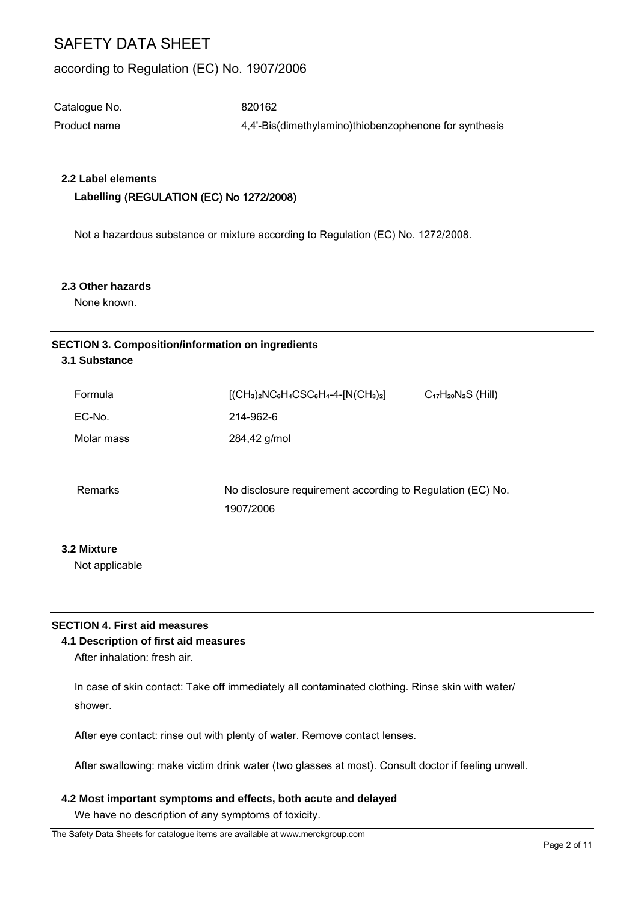## 2.2 Label elements

### Labelling (REGULATION (EC) No 1272/2008)

Not a hazardous substance or mixture according to Regulation (EC) No. 1272/2008.

## 2.3 Other hazards

None known.

# SECTION 3. Composition/information on ingredients

## 3.1 Substance

| | | |
|---|---|---|
| Formula | $[(CH_3)_2NC_6H_4CSC_6H_4\text{-}4\text{-}[N(CH_3)_2]$ | $C_{17}H_{20}N_2S$ (Hill) |
| EC-No. | 214-962-6 | |
| Molar mass | 284,42 g/mol | |
| Remarks | No disclosure requirement according to Regulation (EC) No. 1907/2006 | |

## 3.2 Mixture

Not applicable

# SECTION 4. First aid measures

## 4.1 Description of first aid measures

After inhalation: fresh air.

In case of skin contact: Take off immediately all contaminated clothing. Rinse skin with water/ shower.

After eye contact: rinse out with plenty of water. Remove contact lenses.

After swallowing: make victim drink water (two glasses at most). Consult doctor if feeling unwell.

## 4.2 Most important symptoms and effects, both acute and delayed

We have no description of any symptoms of toxicity.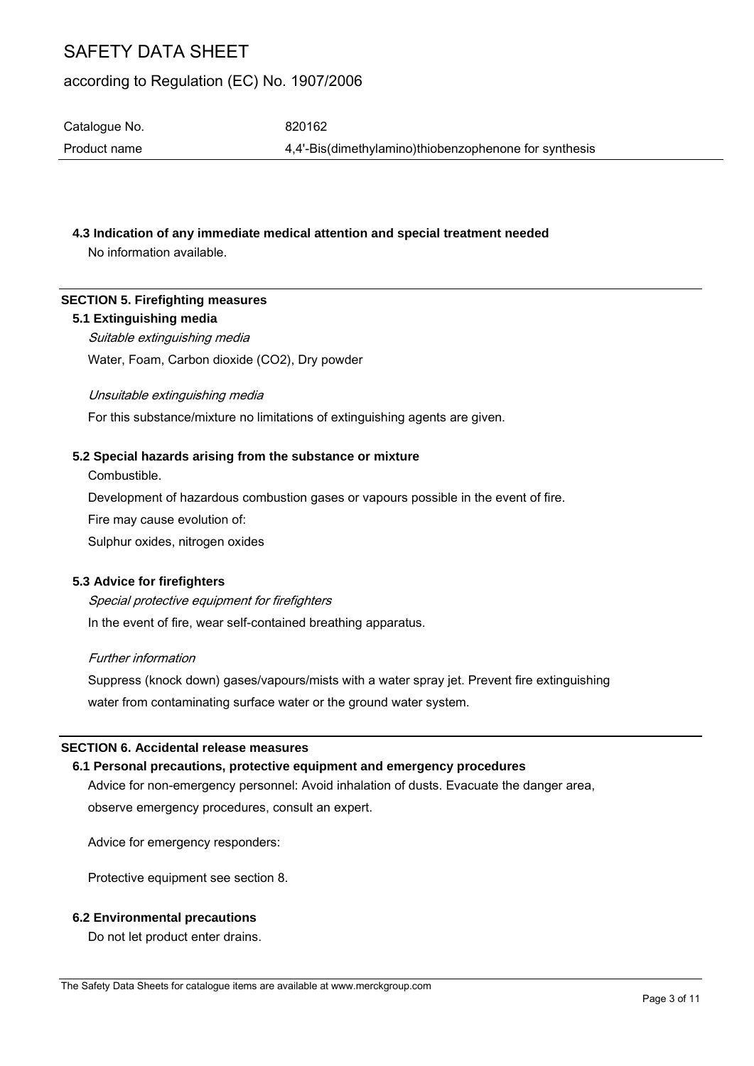### 4.3 Indication of any immediate medical attention and special treatment needed

No information available.

## SECTION 5. Firefighting measures

### 5.1 Extinguishing media

*Suitable extinguishing media*

Water, Foam, Carbon dioxide ($CO_2$), Dry powder

*Unsuitable extinguishing media*

For this substance/mixture no limitations of extinguishing agents are given.

### 5.2 Special hazards arising from the substance or mixture

Combustible.

Development of hazardous combustion gases or vapours possible in the event of fire.

Fire may cause evolution of:

Sulphur oxides, nitrogen oxides

### 5.3 Advice for firefighters

*Special protective equipment for firefighters*

In the event of fire, wear self-contained breathing apparatus.

*Further information*

Suppress (knock down) gases/vapours/mists with a water spray jet. Prevent fire extinguishing water from contaminating surface water or the ground water system.

## SECTION 6. Accidental release measures

### 6.1 Personal precautions, protective equipment and emergency procedures

Advice for non-emergency personnel: Avoid inhalation of dusts. Evacuate the danger area, observe emergency procedures, consult an expert.

Advice for emergency responders:

Protective equipment see section 8.

### 6.2 Environmental precautions

Do not let product enter drains.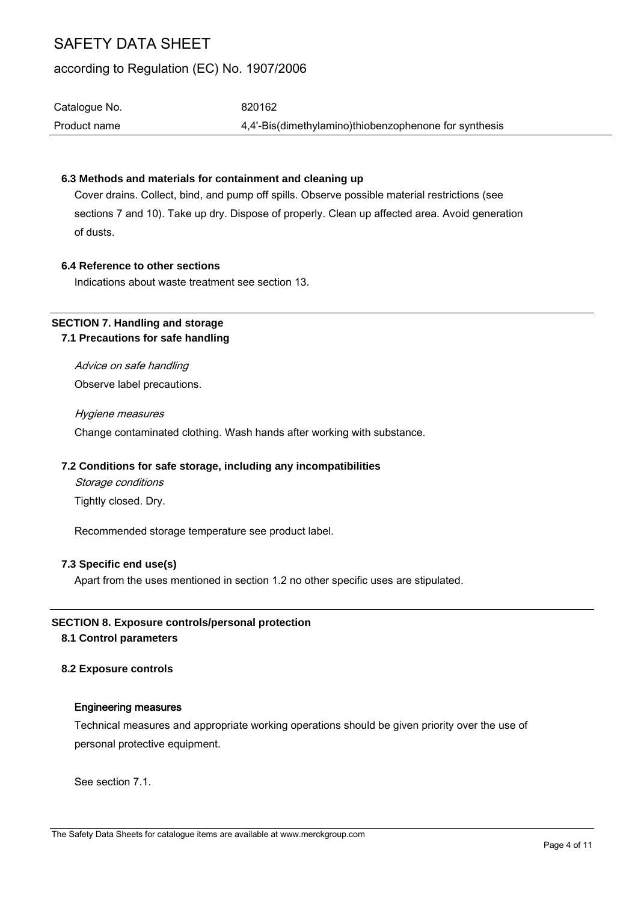### 6.3 Methods and materials for containment and cleaning up

Cover drains. Collect, bind, and pump off spills. Observe possible material restrictions (see sections 7 and 10). Take up dry. Dispose of properly. Clean up affected area. Avoid generation of dusts.

### 6.4 Reference to other sections

Indications about waste treatment see section 13.

## SECTION 7. Handling and storage

### 7.1 Precautions for safe handling

*Advice on safe handling*

Observe label precautions.

*Hygiene measures*

Change contaminated clothing. Wash hands after working with substance.

### 7.2 Conditions for safe storage, including any incompatibilities

*Storage conditions*

Tightly closed. Dry.

Recommended storage temperature see product label.

### 7.3 Specific end use(s)

Apart from the uses mentioned in section 1.2 no other specific uses are stipulated.

## SECTION 8. Exposure controls/personal protection

### 8.1 Control parameters

### 8.2 Exposure controls

**Engineering measures**

Technical measures and appropriate working operations should be given priority over the use of personal protective equipment.

See section 7.1.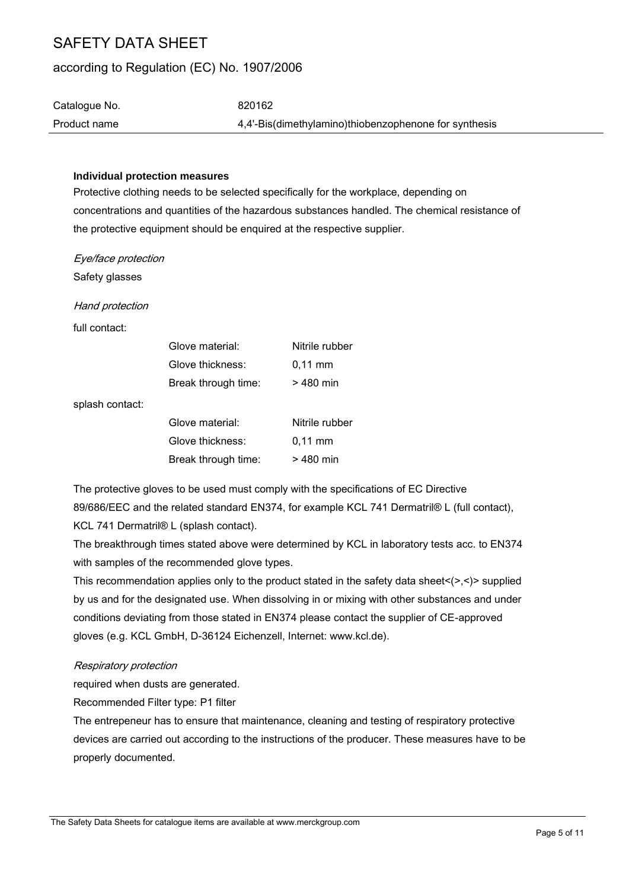**Individual protection measures**

Protective clothing needs to be selected specifically for the workplace, depending on concentrations and quantities of the hazardous substances handled. The chemical resistance of the protective equipment should be enquired at the respective supplier.

*Eye/face protection*

Safety glasses

*Hand protection*

full contact:

| | |
|---|---|
| Glove material: | Nitrile rubber |
| Glove thickness: | 0,11 mm |
| Break through time: | > 480 min |

splash contact:

| | |
|---|---|
| Glove material: | Nitrile rubber |
| Glove thickness: | 0,11 mm |
| Break through time: | > 480 min |

The protective gloves to be used must comply with the specifications of EC Directive 89/686/EEC and the related standard EN374, for example KCL 741 Dermatril® L (full contact), KCL 741 Dermatril® L (splash contact).

The breakthrough times stated above were determined by KCL in laboratory tests acc. to EN374 with samples of the recommended glove types.

This recommendation applies only to the product stated in the safety data sheet<(>,<)> supplied by us and for the designated use. When dissolving in or mixing with other substances and under conditions deviating from those stated in EN374 please contact the supplier of CE-approved gloves (e.g. KCL GmbH, D-36124 Eichenzell, Internet: www.kcl.de).

*Respiratory protection*

required when dusts are generated.

Recommended Filter type: P1 filter

The entrepeneur has to ensure that maintenance, cleaning and testing of respiratory protective devices are carried out according to the instructions of the producer. These measures have to be properly documented.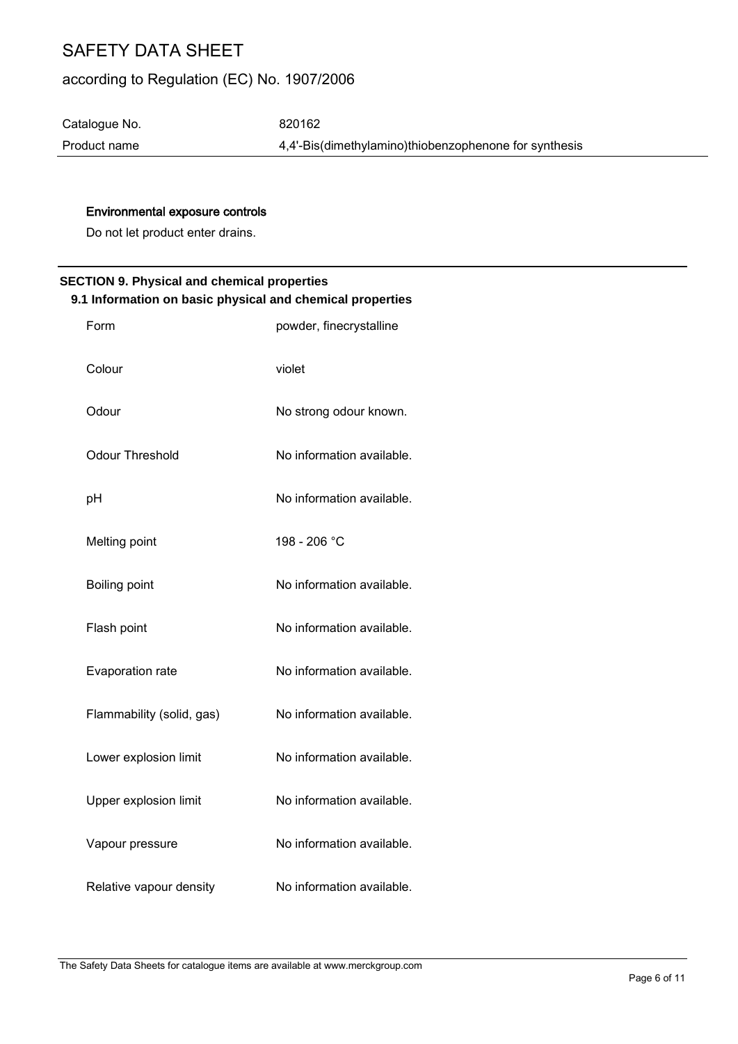#### Environmental exposure controls

Do not let product enter drains.

## SECTION 9. Physical and chemical properties

### 9.1 Information on basic physical and chemical properties

| | |
|---|---|
| Form | powder, finecrystalline |
| Colour | violet |
| Odour | No strong odour known. |
| Odour Threshold | No information available. |
| pH | No information available. |
| Melting point | 198 - 206 °C |
| Boiling point | No information available. |
| Flash point | No information available. |
| Evaporation rate | No information available. |
| Flammability (solid, gas) | No information available. |
| Lower explosion limit | No information available. |
| Upper explosion limit | No information available. |
| Vapour pressure | No information available. |
| Relative vapour density | No information available. |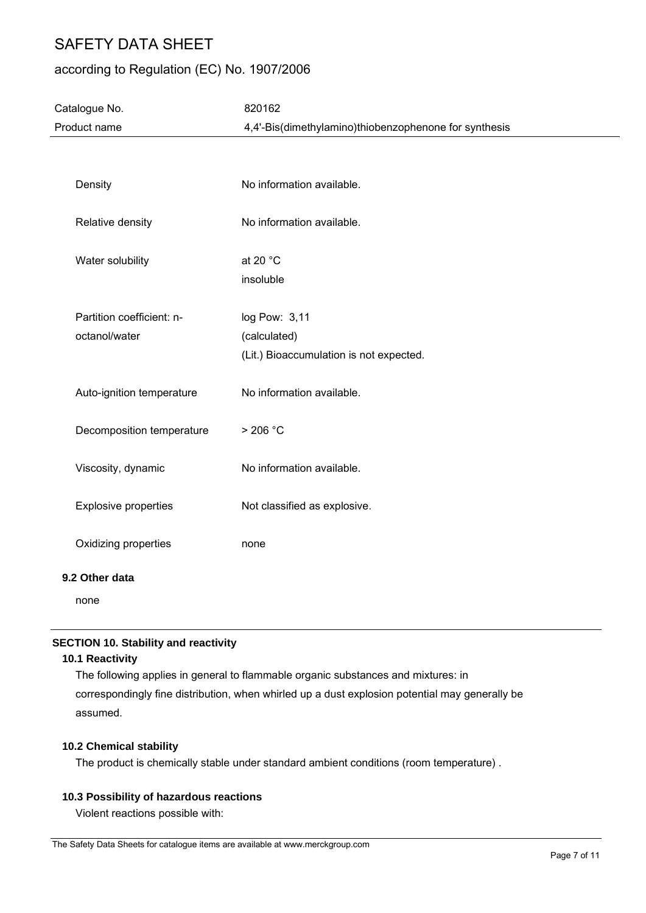| | |
|---|---|
| Density | No information available. |
| Relative density | No information available. |
| Water solubility | at 20 °C<br>insoluble |
| Partition coefficient: n-octanol/water | log Pow: 3,11<br>(calculated)<br>(Lit.) Bioaccumulation is not expected. |
| Auto-ignition temperature | No information available. |
| Decomposition temperature | > 206 °C |
| Viscosity, dynamic | No information available. |
| Explosive properties | Not classified as explosive. |
| Oxidizing properties | none |

### 9.2 Other data

none

## SECTION 10. Stability and reactivity

### 10.1 Reactivity

The following applies in general to flammable organic substances and mixtures: in correspondingly fine distribution, when whirled up a dust explosion potential may generally be assumed.

### 10.2 Chemical stability

The product is chemically stable under standard ambient conditions (room temperature) .

### 10.3 Possibility of hazardous reactions

Violent reactions possible with:

The Safety Data Sheets for catalogue items are available at www.merckgroup.com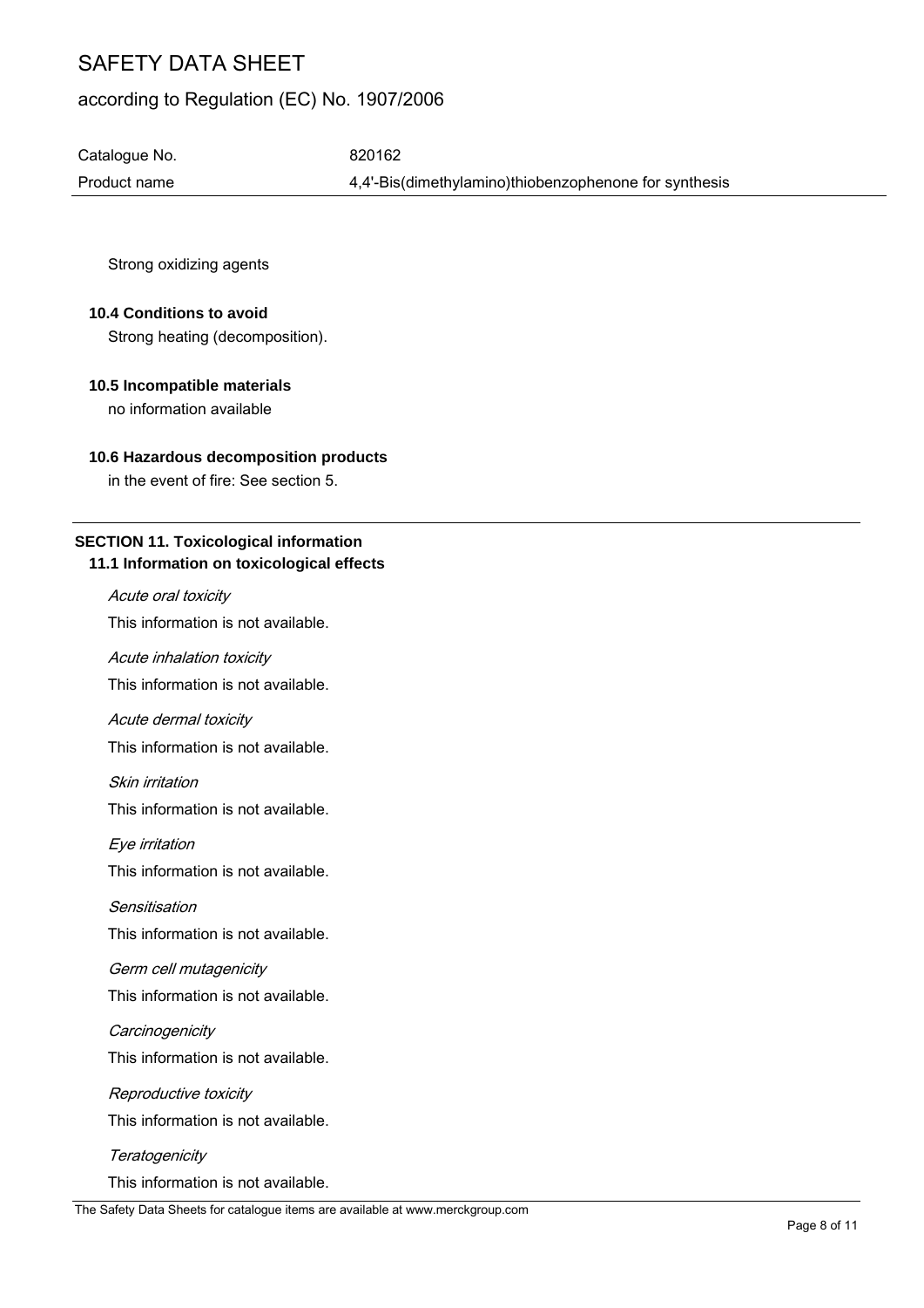Strong oxidizing agents

### 10.4 Conditions to avoid

Strong heating (decomposition).

### 10.5 Incompatible materials

no information available

### 10.6 Hazardous decomposition products

in the event of fire: See section 5.

## SECTION 11. Toxicological information

### 11.1 Information on toxicological effects

*Acute oral toxicity*

This information is not available.

*Acute inhalation toxicity*

This information is not available.

*Acute dermal toxicity*

This information is not available.

*Skin irritation*

This information is not available.

*Eye irritation*

This information is not available.

*Sensitisation*

This information is not available.

*Germ cell mutagenicity*

This information is not available.

*Carcinogenicity*

This information is not available.

*Reproductive toxicity*

This information is not available.

*Teratogenicity*

This information is not available.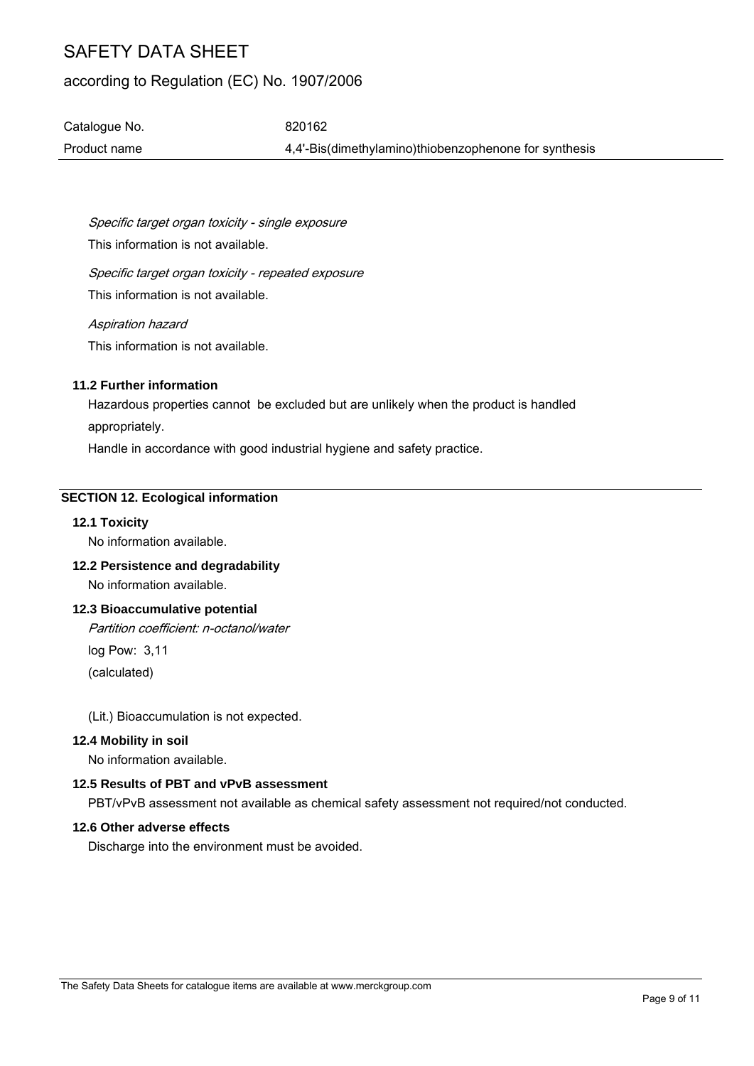*Specific target organ toxicity - single exposure*

This information is not available.

*Specific target organ toxicity - repeated exposure*

This information is not available.

*Aspiration hazard*

This information is not available.

### 11.2 Further information

Hazardous properties cannot be excluded but are unlikely when the product is handled appropriately.

Handle in accordance with good industrial hygiene and safety practice.

## SECTION 12. Ecological information

### 12.1 Toxicity

No information available.

### 12.2 Persistence and degradability

No information available.

### 12.3 Bioaccumulative potential

*Partition coefficient: n-octanol/water*

log Pow: 3,11

(calculated)

(Lit.) Bioaccumulation is not expected.

### 12.4 Mobility in soil

No information available.

### 12.5 Results of PBT and vPvB assessment

PBT/vPvB assessment not available as chemical safety assessment not required/not conducted.

### 12.6 Other adverse effects

Discharge into the environment must be avoided.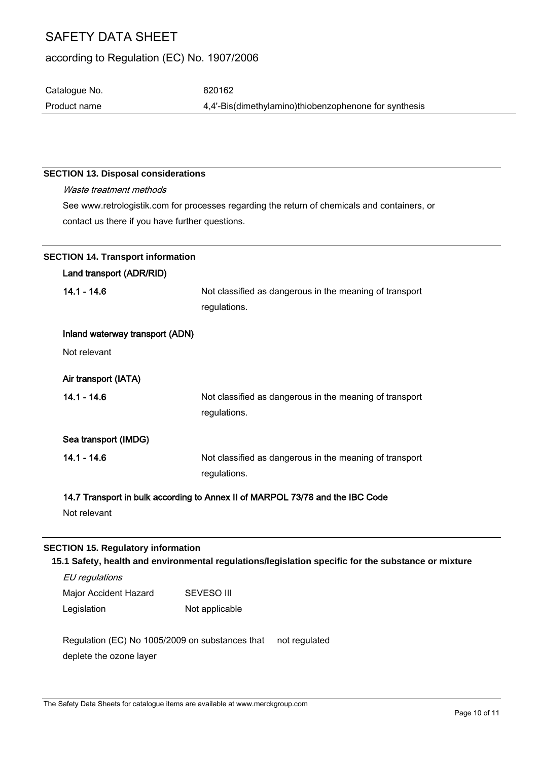## SECTION 13. Disposal considerations

*Waste treatment methods*

See www.retrologistik.com for processes regarding the return of chemicals and containers, or contact us there if you have further questions.

## SECTION 14. Transport information

**Land transport (ADR/RID)**

| | |
|---|---|
| **14.1 - 14.6** | Not classified as dangerous in the meaning of transport regulations. |

**Inland waterway transport (ADN)**

Not relevant

**Air transport (IATA)**

| | |
|---|---|
| **14.1 - 14.6** | Not classified as dangerous in the meaning of transport regulations. |

**Sea transport (IMDG)**

| | |
|---|---|
| **14.1 - 14.6** | Not classified as dangerous in the meaning of transport regulations. |

**14.7 Transport in bulk according to Annex II of MARPOL 73/78 and the IBC Code**

Not relevant

## SECTION 15. Regulatory information

### 15.1 Safety, health and environmental regulations/legislation specific for the substance or mixture

*EU regulations*

| | |
|---|---|
| Major Accident Hazard Legislation | SEVESO III<br>Not applicable |

| | |
|---|---|
| Regulation (EC) No 1005/2009 on substances that deplete the ozone layer | not regulated |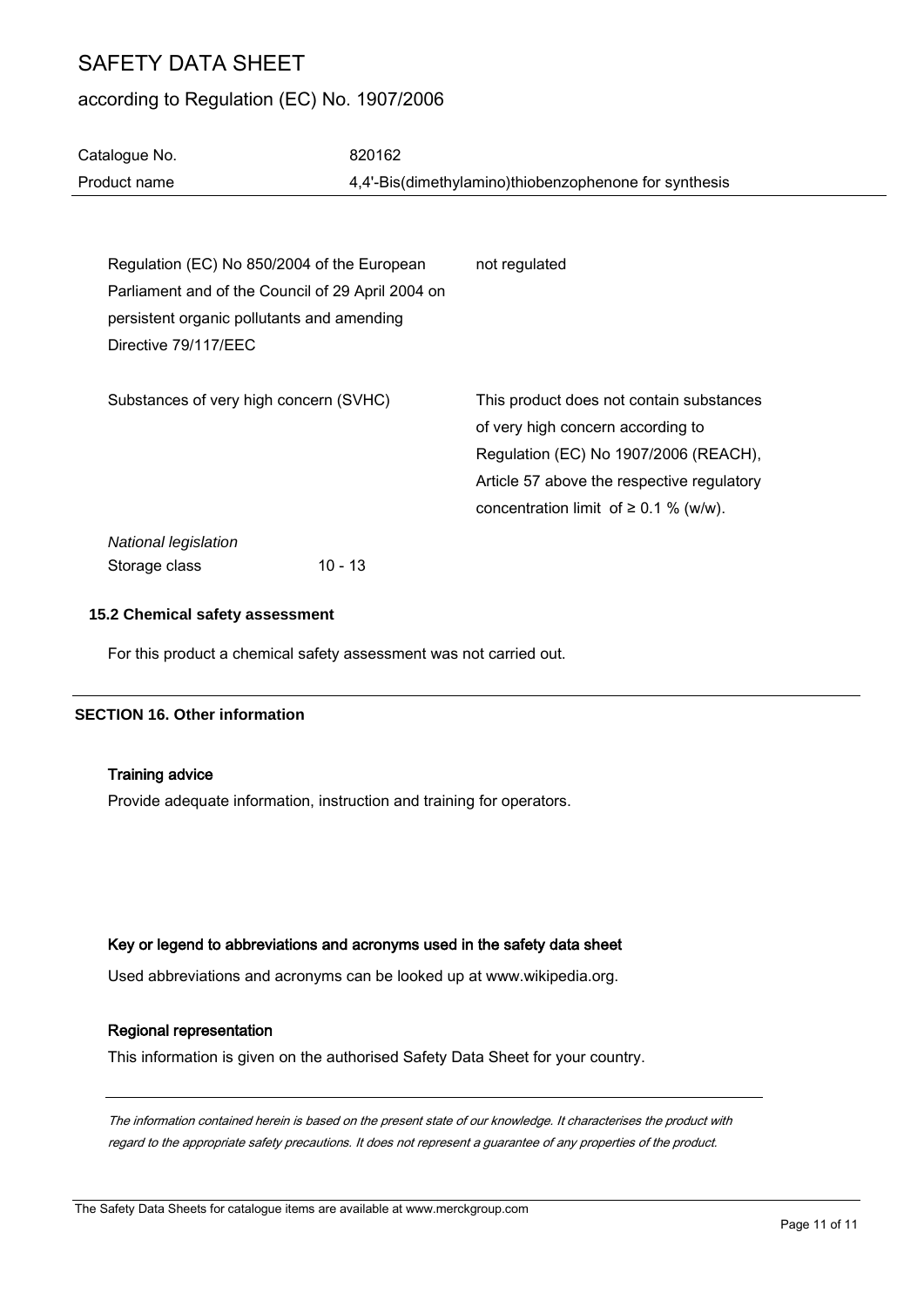| | |
|---|---|
| Regulation (EC) No 850/2004 of the European Parliament and of the Council of 29 April 2004 on persistent organic pollutants and amending Directive 79/117/EEC | not regulated |
| Substances of very high concern (SVHC) | This product does not contain substances of very high concern according to Regulation (EC) No 1907/2006 (REACH), Article 57 above the respective regulatory concentration limit of ≥ 0.1 % (w/w). |

*National legislation*

Storage class 10 - 13

### 15.2 Chemical safety assessment

For this product a chemical safety assessment was not carried out.

## SECTION 16. Other information

### Training advice

Provide adequate information, instruction and training for operators.

### Key or legend to abbreviations and acronyms used in the safety data sheet

Used abbreviations and acronyms can be looked up at www.wikipedia.org.

### Regional representation

This information is given on the authorised Safety Data Sheet for your country.

*The information contained herein is based on the present state of our knowledge. It characterises the product with regard to the appropriate safety precautions. It does not represent a guarantee of any properties of the product.*